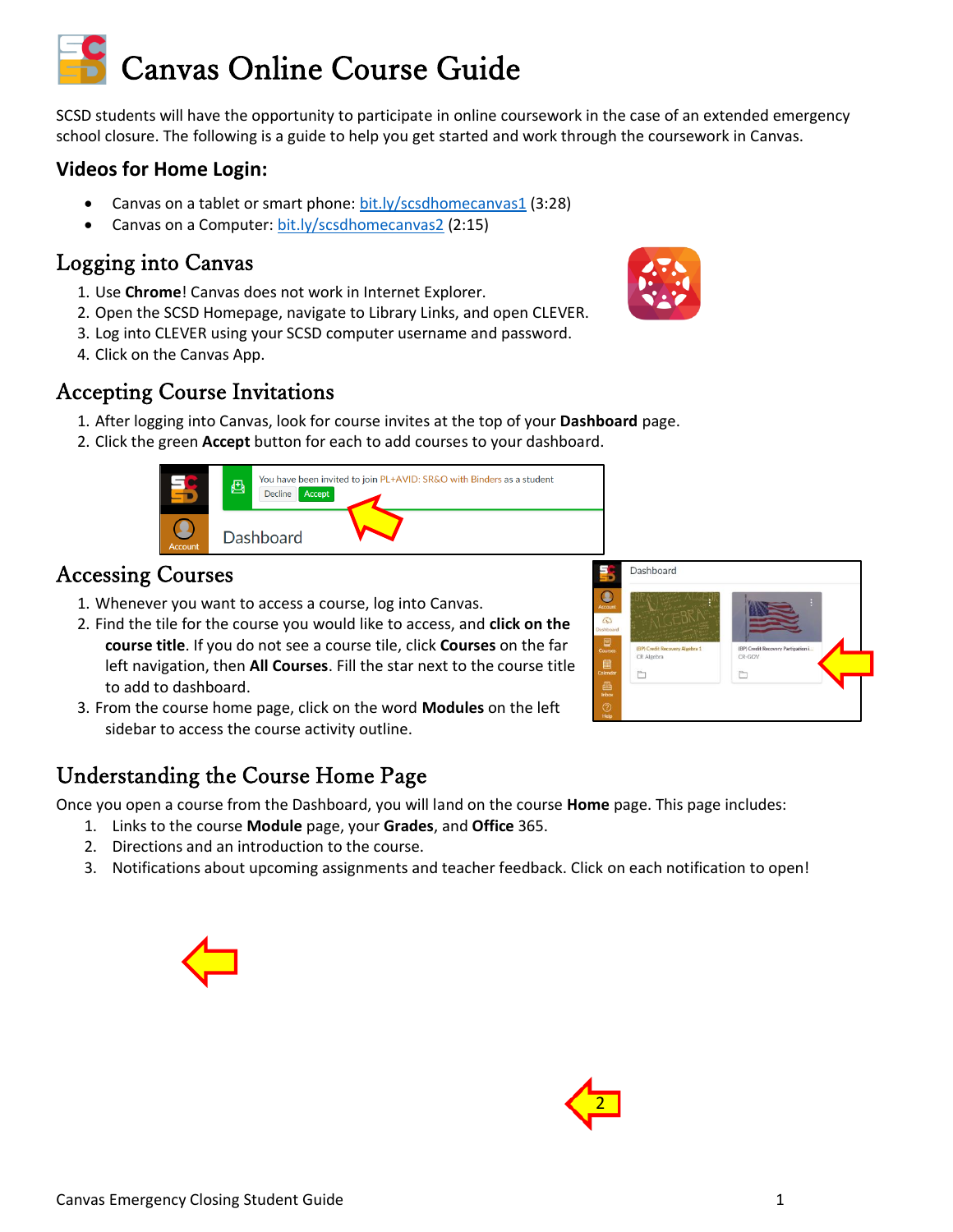# Canvas Online Course Guide

SCSD students will have the opportunity to participate in online coursework in the case of an extended emergency school closure. The following is a guide to help you get started and work through the coursework in Canvas.

### Videos for Home Login:

- Canvas on a tablet or smart phone: bit.ly/scsdhomecanvas1 (3:28)
- Canvas on a Computer: bit.ly/scsdhomecanvas2 (2:15)

## Logging into Canvas

1. Use **Chrome**! Canvas does not work in Internet Explorer.
2. Open the SCSD Homepage, navigate to Library Links, and open CLEVER.
3. Log into CLEVER using your SCSD computer username and password.
4. Click on the Canvas App.

## Accepting Course Invitations

1. After logging into Canvas, look for course invites at the top of your **Dashboard** page.
2. Click the green **Accept** button for each to add courses to your dashboard.

## Accessing Courses

1. Whenever you want to access a course, log into Canvas.
2. Find the tile for the course you would like to access, and **click on the course title**. If you do not see a course tile, click **Courses** on the far left navigation, then **All Courses**. Fill the star next to the course title to add to dashboard.
3. From the course home page, click on the word **Modules** on the left sidebar to access the course activity outline.

## Understanding the Course Home Page

Once you open a course from the Dashboard, you will land on the course **Home** page. This page includes:

1. Links to the course **Module** page, your **Grades**, and **Office** 365.
2. Directions and an introduction to the course.
3. Notifications about upcoming assignments and teacher feedback. Click on each notification to open!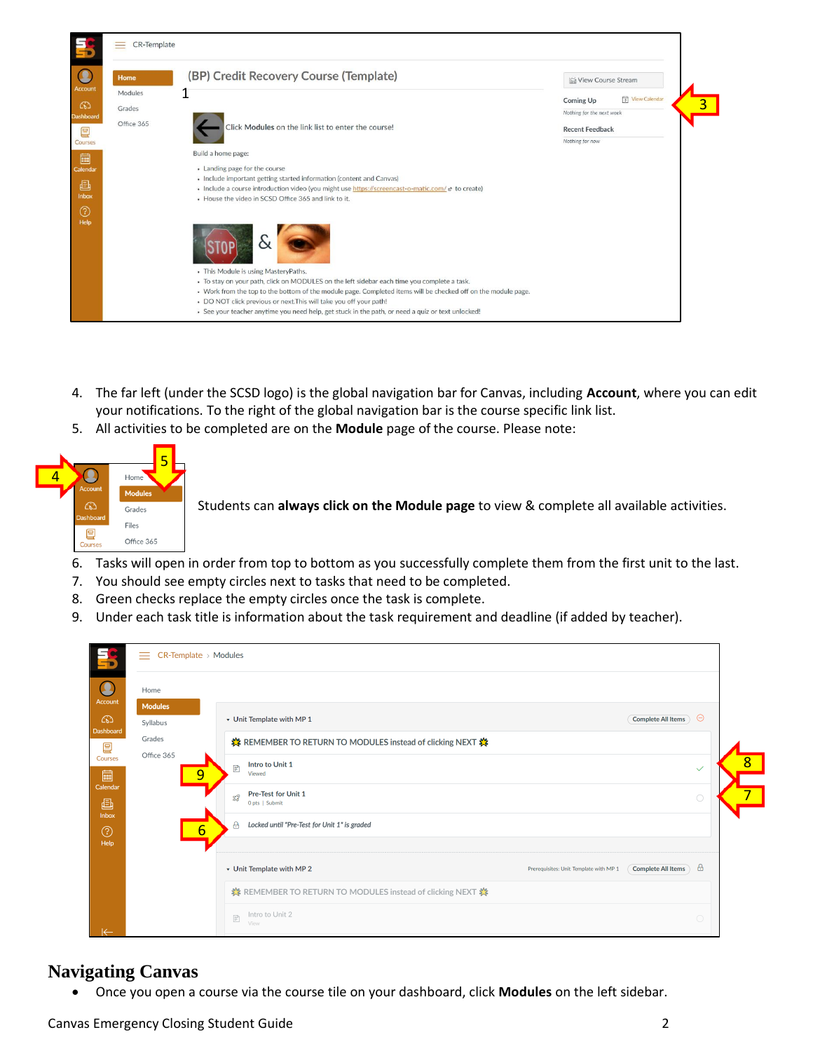4. The far left (under the SCSD logo) is the global navigation bar for Canvas, including **Account**, where you can edit your notifications. To the right of the global navigation bar is the course specific link list.
5. All activities to be completed are on the **Module** page of the course. Please note:

Students can **always click on the Module page** to view & complete all available activities.

6. Tasks will open in order from top to bottom as you successfully complete them from the first unit to the last.
7. You should see empty circles next to tasks that need to be completed.
8. Green checks replace the empty circles once the task is complete.
9. Under each task title is information about the task requirement and deadline (if added by teacher).

# Navigating Canvas

- Once you open a course via the course tile on your dashboard, click **Modules** on the left sidebar.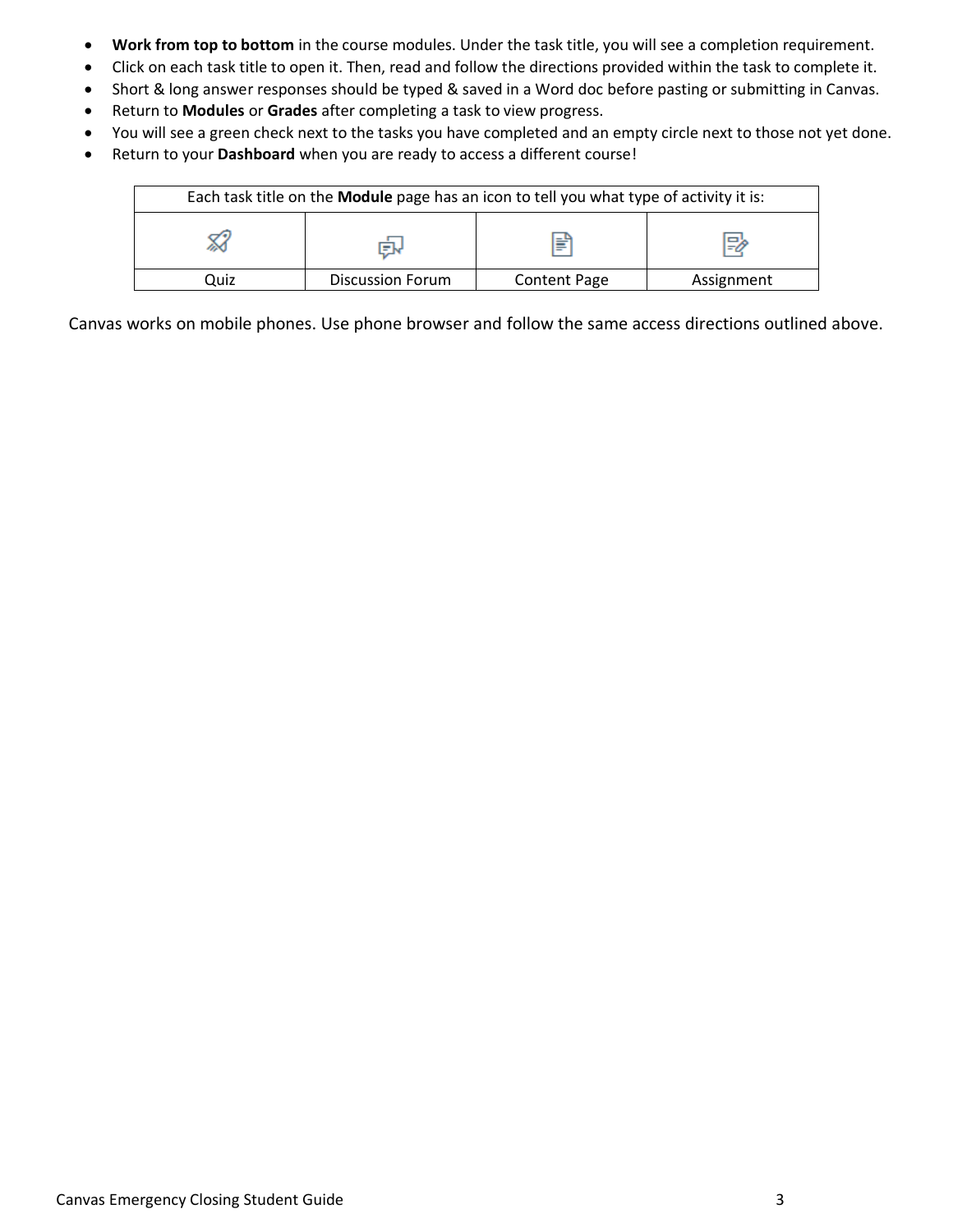- **Work from top to bottom** in the course modules. Under the task title, you will see a completion requirement.
- Click on each task title to open it. Then, read and follow the directions provided within the task to complete it.
- Short & long answer responses should be typed & saved in a Word doc before pasting or submitting in Canvas.
- Return to **Modules** or **Grades** after completing a task to view progress.
- You will see a green check next to the tasks you have completed and an empty circle next to those not yet done.
- Return to your **Dashboard** when you are ready to access a different course!

| Each task title on the **Module** page has an icon to tell you what type of activity it is: | | | |
|---|---|---|---|
| | | | |
| Quiz | Discussion Forum | Content Page | Assignment |

Canvas works on mobile phones. Use phone browser and follow the same access directions outlined above.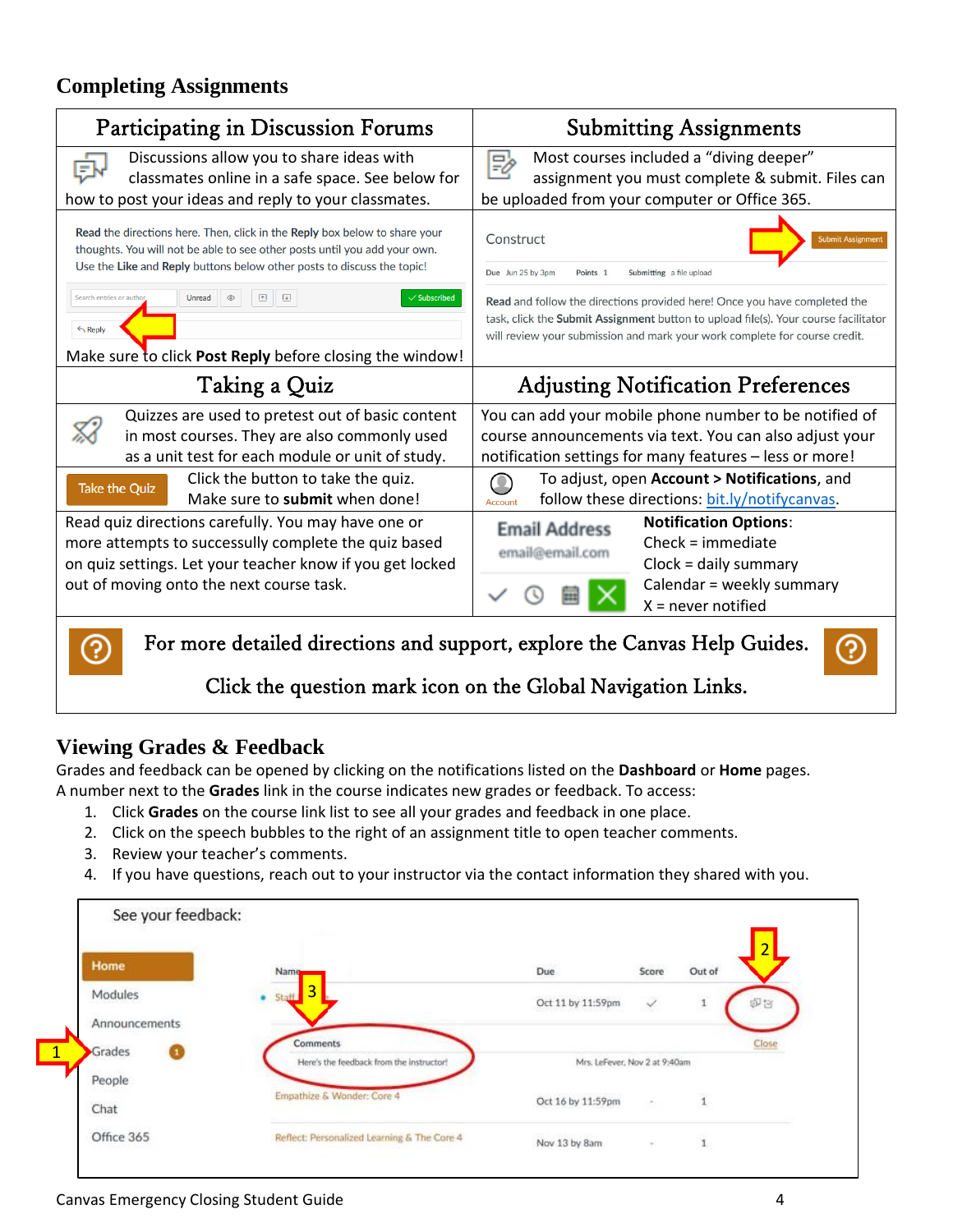## Completing Assignments

### Participating in Discussion Forums

Discussions allow you to share ideas with classmates online in a safe space. See below for how to post your ideas and reply to your classmates.

Read the directions here. Then, click in the **Reply** box below to share your thoughts. You will not be able to see other posts until you add your own. Use the **Like** and **Reply** buttons below other posts to discuss the topic!

Make sure to click **Post Reply** before closing the window!

### Submitting Assignments

Most courses included a "diving deeper" assignment you must complete & submit. Files can be uploaded from your computer or Office 365.

Construct — Submit Assignment

Due Jun 25 by 3pm   Points 1   Submitting a file upload

**Read** and follow the directions provided here! Once you have completed the task, click the **Submit Assignment** button to upload file(s). Your course facilitator will review your submission and mark your work complete for course credit.

### Taking a Quiz

Quizzes are used to pretest out of basic content in most courses. They are also commonly used as a unit test for each module or unit of study.

Take the Quiz — Click the button to take the quiz. Make sure to **submit** when done!

Read quiz directions carefully. You may have one or more attempts to successfully complete the quiz based on quiz settings. Let your teacher know if you get locked out of moving onto the next course task.

### Adjusting Notification Preferences

You can add your mobile phone number to be notified of course announcements via text. You can also adjust your notification settings for many features – less or more!

To adjust, open **Account > Notifications**, and follow these directions: bit.ly/notifycanvas.

Email Address
email@email.com

**Notification Options**:
Check = immediate
Clock = daily summary
Calendar = weekly summary
X = never notified

For more detailed directions and support, explore the Canvas Help Guides.

Click the question mark icon on the Global Navigation Links.

## Viewing Grades & Feedback

Grades and feedback can be opened by clicking on the notifications listed on the **Dashboard** or **Home** pages. A number next to the **Grades** link in the course indicates new grades or feedback. To access:

1. Click **Grades** on the course link list to see all your grades and feedback in one place.
2. Click on the speech bubbles to the right of an assignment title to open teacher comments.
3. Review your teacher's comments.
4. If you have questions, reach out to your instructor via the contact information they shared with you.

See your feedback:

Home
Modules
Announcements
Grades
People
Chat
Office 365

| Name | Due | Score | Out of |
|---|---|---|---|
| Staff... | Oct 11 by 11:59pm | ✓ | 1 |
| Comments — Here's the feedback from the instructor! | Mrs. LeFever, Nov 2 at 9:40am | | Close |
| Empathize & Wonder: Core 4 | Oct 16 by 11:59pm | - | 1 |
| Reflect: Personalized Learning & The Core 4 | Nov 13 by 8am | - | 1 |